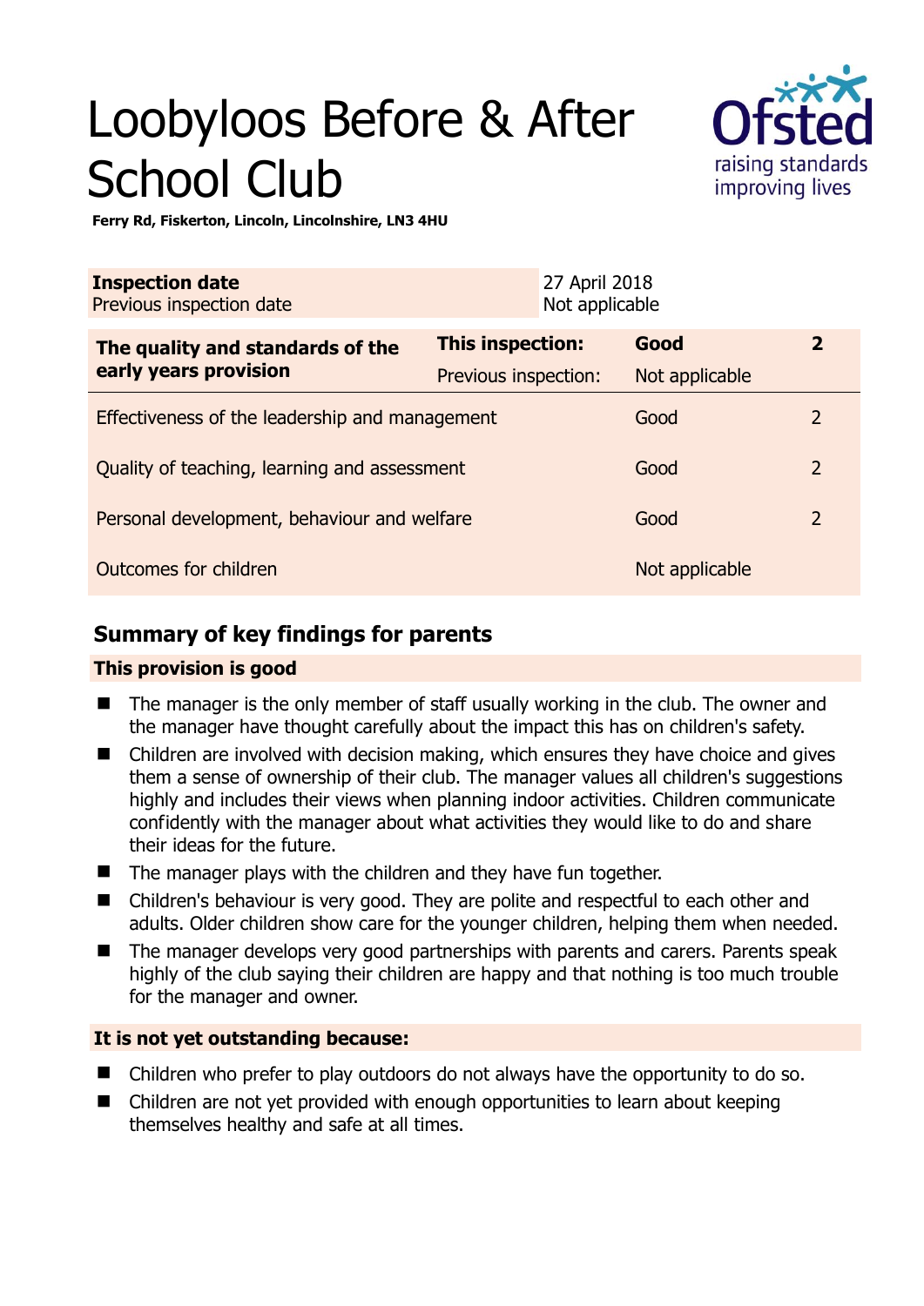# Loobyloos Before & After School Club

**Ferry Rd, Fiskerton, Lincoln, Lincolnshire, LN3 4HU**

| **Inspection date** | 27 April 2018 |
|---|---|
| Previous inspection date | Not applicable |

| **The quality and standards of the early years provision** | **This inspection:** | **Good** | **2** |
|---|---|---|---|
| | Previous inspection: | Not applicable | |
| Effectiveness of the leadership and management | | Good | 2 |
| Quality of teaching, learning and assessment | | Good | 2 |
| Personal development, behaviour and welfare | | Good | 2 |
| Outcomes for children | | Not applicable | |

## Summary of key findings for parents

**This provision is good**

- The manager is the only member of staff usually working in the club. The owner and the manager have thought carefully about the impact this has on children's safety.
- Children are involved with decision making, which ensures they have choice and gives them a sense of ownership of their club. The manager values all children's suggestions highly and includes their views when planning indoor activities. Children communicate confidently with the manager about what activities they would like to do and share their ideas for the future.
- The manager plays with the children and they have fun together.
- Children's behaviour is very good. They are polite and respectful to each other and adults. Older children show care for the younger children, helping them when needed.
- The manager develops very good partnerships with parents and carers. Parents speak highly of the club saying their children are happy and that nothing is too much trouble for the manager and owner.

**It is not yet outstanding because:**

- Children who prefer to play outdoors do not always have the opportunity to do so.
- Children are not yet provided with enough opportunities to learn about keeping themselves healthy and safe at all times.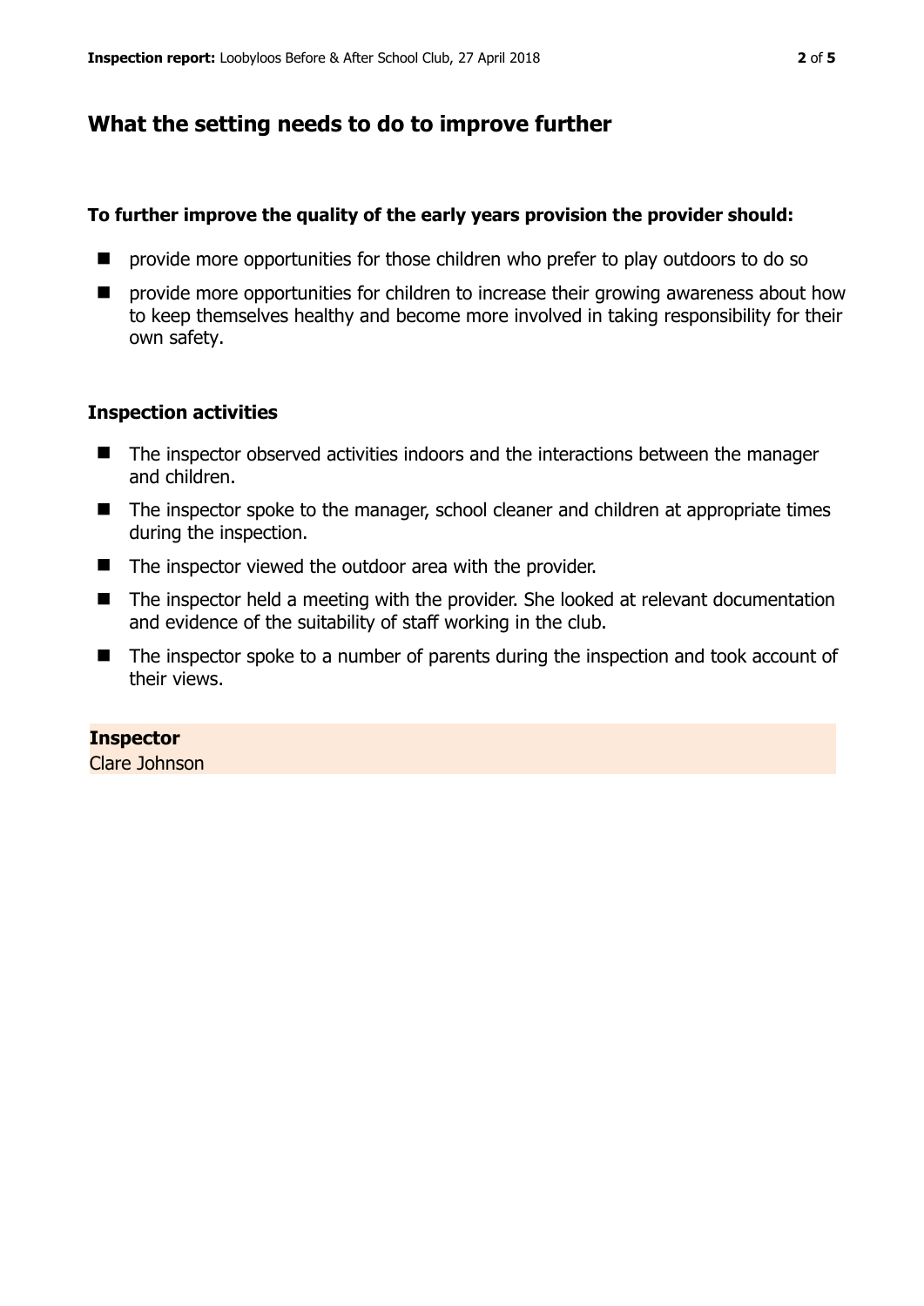## What the setting needs to do to improve further

**To further improve the quality of the early years provision the provider should:**

- provide more opportunities for those children who prefer to play outdoors to do so
- provide more opportunities for children to increase their growing awareness about how to keep themselves healthy and become more involved in taking responsibility for their own safety.

### Inspection activities

- The inspector observed activities indoors and the interactions between the manager and children.
- The inspector spoke to the manager, school cleaner and children at appropriate times during the inspection.
- The inspector viewed the outdoor area with the provider.
- The inspector held a meeting with the provider. She looked at relevant documentation and evidence of the suitability of staff working in the club.
- The inspector spoke to a number of parents during the inspection and took account of their views.

**Inspector**
Clare Johnson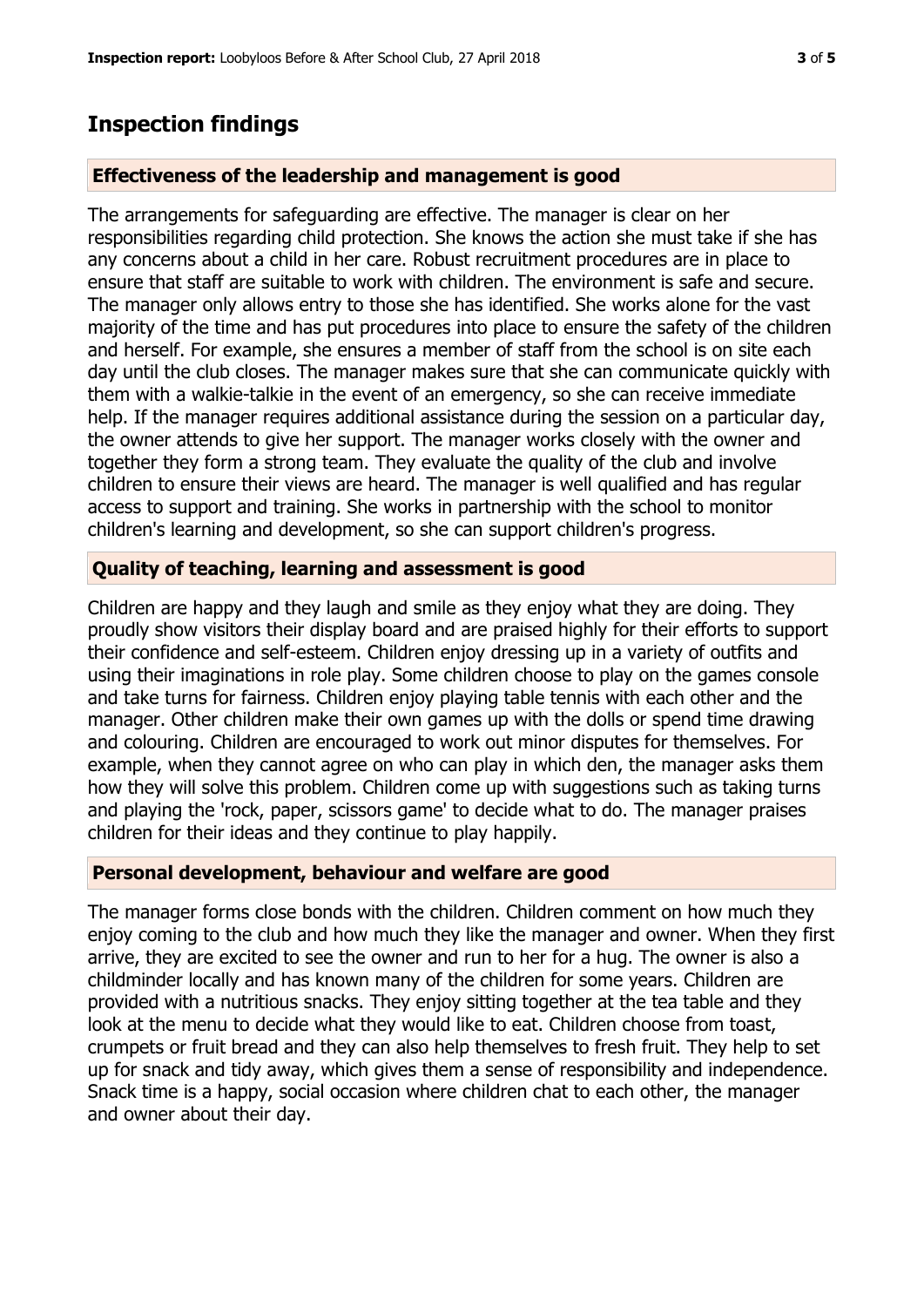## Inspection findings

### Effectiveness of the leadership and management is good

The arrangements for safeguarding are effective. The manager is clear on her responsibilities regarding child protection. She knows the action she must take if she has any concerns about a child in her care. Robust recruitment procedures are in place to ensure that staff are suitable to work with children. The environment is safe and secure. The manager only allows entry to those she has identified. She works alone for the vast majority of the time and has put procedures into place to ensure the safety of the children and herself. For example, she ensures a member of staff from the school is on site each day until the club closes. The manager makes sure that she can communicate quickly with them with a walkie-talkie in the event of an emergency, so she can receive immediate help. If the manager requires additional assistance during the session on a particular day, the owner attends to give her support. The manager works closely with the owner and together they form a strong team. They evaluate the quality of the club and involve children to ensure their views are heard. The manager is well qualified and has regular access to support and training. She works in partnership with the school to monitor children's learning and development, so she can support children's progress.

### Quality of teaching, learning and assessment is good

Children are happy and they laugh and smile as they enjoy what they are doing. They proudly show visitors their display board and are praised highly for their efforts to support their confidence and self-esteem. Children enjoy dressing up in a variety of outfits and using their imaginations in role play. Some children choose to play on the games console and take turns for fairness. Children enjoy playing table tennis with each other and the manager. Other children make their own games up with the dolls or spend time drawing and colouring. Children are encouraged to work out minor disputes for themselves. For example, when they cannot agree on who can play in which den, the manager asks them how they will solve this problem. Children come up with suggestions such as taking turns and playing the 'rock, paper, scissors game' to decide what to do. The manager praises children for their ideas and they continue to play happily.

### Personal development, behaviour and welfare are good

The manager forms close bonds with the children. Children comment on how much they enjoy coming to the club and how much they like the manager and owner. When they first arrive, they are excited to see the owner and run to her for a hug. The owner is also a childminder locally and has known many of the children for some years. Children are provided with a nutritious snacks. They enjoy sitting together at the tea table and they look at the menu to decide what they would like to eat. Children choose from toast, crumpets or fruit bread and they can also help themselves to fresh fruit. They help to set up for snack and tidy away, which gives them a sense of responsibility and independence. Snack time is a happy, social occasion where children chat to each other, the manager and owner about their day.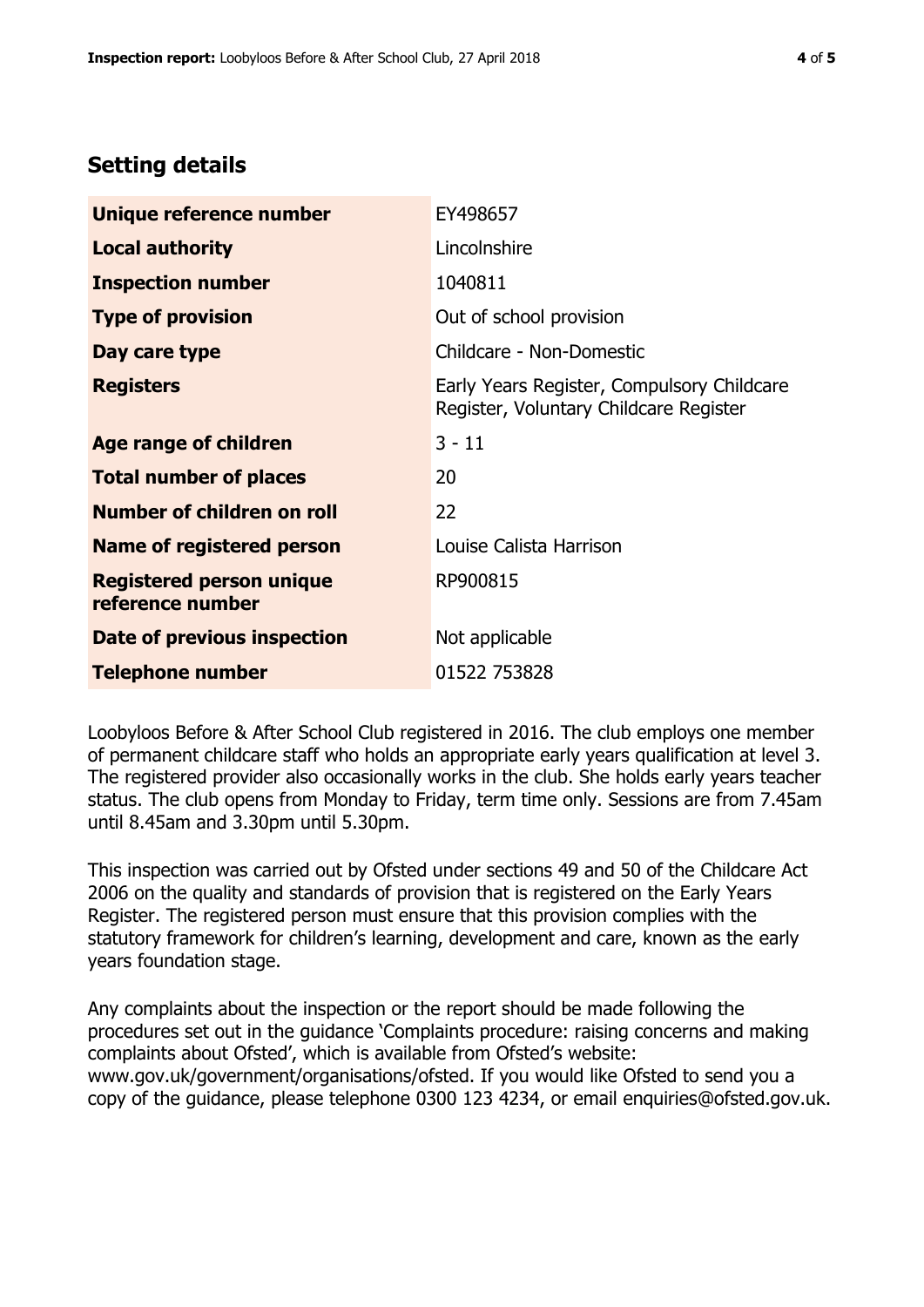## Setting details

| | |
|---|---|
| **Unique reference number** | EY498657 |
| **Local authority** | Lincolnshire |
| **Inspection number** | 1040811 |
| **Type of provision** | Out of school provision |
| **Day care type** | Childcare - Non-Domestic |
| **Registers** | Early Years Register, Compulsory Childcare Register, Voluntary Childcare Register |
| **Age range of children** | 3 - 11 |
| **Total number of places** | 20 |
| **Number of children on roll** | 22 |
| **Name of registered person** | Louise Calista Harrison |
| **Registered person unique reference number** | RP900815 |
| **Date of previous inspection** | Not applicable |
| **Telephone number** | 01522 753828 |

Loobyloos Before & After School Club registered in 2016. The club employs one member of permanent childcare staff who holds an appropriate early years qualification at level 3. The registered provider also occasionally works in the club. She holds early years teacher status. The club opens from Monday to Friday, term time only. Sessions are from 7.45am until 8.45am and 3.30pm until 5.30pm.

This inspection was carried out by Ofsted under sections 49 and 50 of the Childcare Act 2006 on the quality and standards of provision that is registered on the Early Years Register. The registered person must ensure that this provision complies with the statutory framework for children's learning, development and care, known as the early years foundation stage.

Any complaints about the inspection or the report should be made following the procedures set out in the guidance 'Complaints procedure: raising concerns and making complaints about Ofsted', which is available from Ofsted's website: www.gov.uk/government/organisations/ofsted. If you would like Ofsted to send you a copy of the guidance, please telephone 0300 123 4234, or email enquiries@ofsted.gov.uk.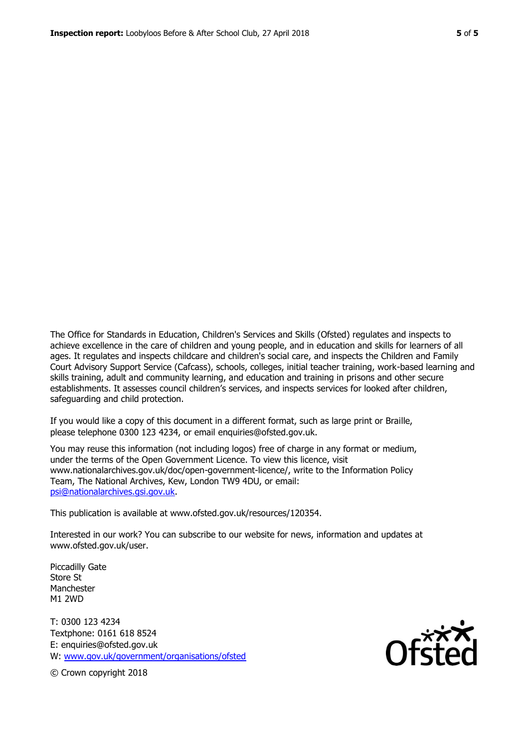The Office for Standards in Education, Children's Services and Skills (Ofsted) regulates and inspects to achieve excellence in the care of children and young people, and in education and skills for learners of all ages. It regulates and inspects childcare and children's social care, and inspects the Children and Family Court Advisory Support Service (Cafcass), schools, colleges, initial teacher training, work-based learning and skills training, adult and community learning, and education and training in prisons and other secure establishments. It assesses council children's services, and inspects services for looked after children, safeguarding and child protection.

If you would like a copy of this document in a different format, such as large print or Braille, please telephone 0300 123 4234, or email enquiries@ofsted.gov.uk.

You may reuse this information (not including logos) free of charge in any format or medium, under the terms of the Open Government Licence. To view this licence, visit www.nationalarchives.gov.uk/doc/open-government-licence/, write to the Information Policy Team, The National Archives, Kew, London TW9 4DU, or email: psi@nationalarchives.gsi.gov.uk.

This publication is available at www.ofsted.gov.uk/resources/120354.

Interested in our work? You can subscribe to our website for news, information and updates at www.ofsted.gov.uk/user.

Piccadilly Gate
Store St
Manchester
M1 2WD

T: 0300 123 4234
Textphone: 0161 618 8524
E: enquiries@ofsted.gov.uk
W: www.gov.uk/government/organisations/ofsted

© Crown copyright 2018